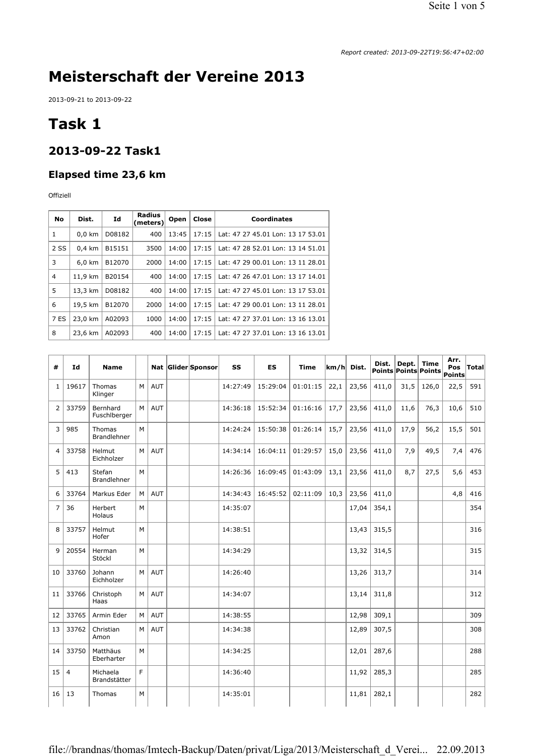*Report created: 2013-09-22T19:56:47+02:00*

# Meisterschaft der Vereine 2013

2013-09-21 to 2013-09-22

# Task 1

## 2013-09-22 Task1

### Elapsed time 23,6 km

Offiziell

| No | Dist. | Id | Radius (meters) | Open | Close | Coordinates |
|---|---|---|---|---|---|---|
| 1 | 0,0 km | D08182 | 400 | 13:45 | 17:15 | Lat: 47 27 45.01 Lon: 13 17 53.01 |
| 2 SS | 0,4 km | B15151 | 3500 | 14:00 | 17:15 | Lat: 47 28 52.01 Lon: 13 14 51.01 |
| 3 | 6,0 km | B12070 | 2000 | 14:00 | 17:15 | Lat: 47 29 00.01 Lon: 13 11 28.01 |
| 4 | 11,9 km | B20154 | 400 | 14:00 | 17:15 | Lat: 47 26 47.01 Lon: 13 17 14.01 |
| 5 | 13,3 km | D08182 | 400 | 14:00 | 17:15 | Lat: 47 27 45.01 Lon: 13 17 53.01 |
| 6 | 19,5 km | B12070 | 2000 | 14:00 | 17:15 | Lat: 47 29 00.01 Lon: 13 11 28.01 |
| 7 ES | 23,0 km | A02093 | 1000 | 14:00 | 17:15 | Lat: 47 27 37.01 Lon: 13 16 13.01 |
| 8 | 23,6 km | A02093 | 400 | 14:00 | 17:15 | Lat: 47 27 37.01 Lon: 13 16 13.01 |

| # | Id | Name | | Nat | Glider | Sponsor | SS | ES | Time | km/h | Dist. | Dist. Points | Dept. Points | Time Points | Arr. Pos Points | Total |
|---|---|---|---|---|---|---|---|---|---|---|---|---|---|---|---|---|
| 1 | 19617 | Thomas Klinger | M | AUT | | | 14:27:49 | 15:29:04 | 01:01:15 | 22,1 | 23,56 | 411,0 | 31,5 | 126,0 | 22,5 | 591 |
| 2 | 33759 | Bernhard Fuschlberger | M | AUT | | | 14:36:18 | 15:52:34 | 01:16:16 | 17,7 | 23,56 | 411,0 | 11,6 | 76,3 | 10,6 | 510 |
| 3 | 985 | Thomas Brandlehner | M | | | | 14:24:24 | 15:50:38 | 01:26:14 | 15,7 | 23,56 | 411,0 | 17,9 | 56,2 | 15,5 | 501 |
| 4 | 33758 | Helmut Eichholzer | M | AUT | | | 14:34:14 | 16:04:11 | 01:29:57 | 15,0 | 23,56 | 411,0 | 7,9 | 49,5 | 7,4 | 476 |
| 5 | 413 | Stefan Brandlehner | M | | | | 14:26:36 | 16:09:45 | 01:43:09 | 13,1 | 23,56 | 411,0 | 8,7 | 27,5 | 5,6 | 453 |
| 6 | 33764 | Markus Eder | M | AUT | | | 14:34:43 | 16:45:52 | 02:11:09 | 10,3 | 23,56 | 411,0 | | | 4,8 | 416 |
| 7 | 36 | Herbert Holaus | M | | | | 14:35:07 | | | | 17,04 | 354,1 | | | | 354 |
| 8 | 33757 | Helmut Hofer | M | | | | 14:38:51 | | | | 13,43 | 315,5 | | | | 316 |
| 9 | 20554 | Herman Stöckl | M | | | | 14:34:29 | | | | 13,32 | 314,5 | | | | 315 |
| 10 | 33760 | Johann Eichholzer | M | AUT | | | 14:26:40 | | | | 13,26 | 313,7 | | | | 314 |
| 11 | 33766 | Christoph Haas | M | AUT | | | 14:34:07 | | | | 13,14 | 311,8 | | | | 312 |
| 12 | 33765 | Armin Eder | M | AUT | | | 14:38:55 | | | | 12,98 | 309,1 | | | | 309 |
| 13 | 33762 | Christian Amon | M | AUT | | | 14:34:38 | | | | 12,89 | 307,5 | | | | 308 |
| 14 | 33750 | Matthäus Eberharter | M | | | | 14:34:25 | | | | 12,01 | 287,6 | | | | 288 |
| 15 | 4 | Michaela Brandstätter | F | | | | 14:36:40 | | | | 11,92 | 285,3 | | | | 285 |
| 16 | 13 | Thomas | M | | | | 14:35:01 | | | | 11,81 | 282,1 | | | | 282 |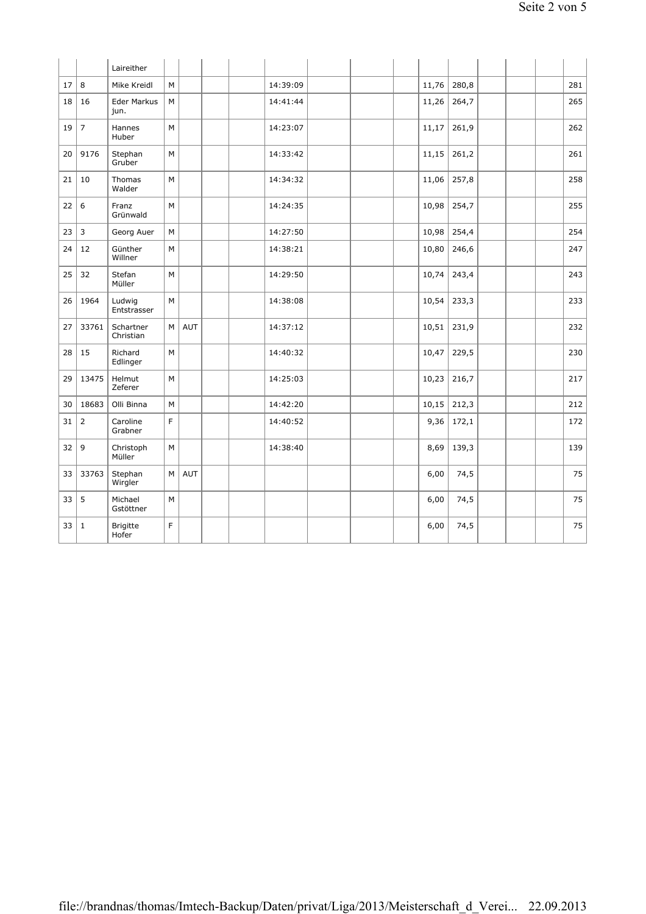| | | Laireither | | | | | | | | | | | | | | |
|---|---|---|---|---|---|---|---|---|---|---|---|---|---|---|---|---|
| 17 | 8 | Mike Kreidl | M | | | | 14:39:09 | | | | 11,76 | 280,8 | | | | 281 |
| 18 | 16 | Eder Markus jun. | M | | | | 14:41:44 | | | | 11,26 | 264,7 | | | | 265 |
| 19 | 7 | Hannes Huber | M | | | | 14:23:07 | | | | 11,17 | 261,9 | | | | 262 |
| 20 | 9176 | Stephan Gruber | M | | | | 14:33:42 | | | | 11,15 | 261,2 | | | | 261 |
| 21 | 10 | Thomas Walder | M | | | | 14:34:32 | | | | 11,06 | 257,8 | | | | 258 |
| 22 | 6 | Franz Grünwald | M | | | | 14:24:35 | | | | 10,98 | 254,7 | | | | 255 |
| 23 | 3 | Georg Auer | M | | | | 14:27:50 | | | | 10,98 | 254,4 | | | | 254 |
| 24 | 12 | Günther Willner | M | | | | 14:38:21 | | | | 10,80 | 246,6 | | | | 247 |
| 25 | 32 | Stefan Müller | M | | | | 14:29:50 | | | | 10,74 | 243,4 | | | | 243 |
| 26 | 1964 | Ludwig Entstrasser | M | | | | 14:38:08 | | | | 10,54 | 233,3 | | | | 233 |
| 27 | 33761 | Schartner Christian | M | AUT | | | 14:37:12 | | | | 10,51 | 231,9 | | | | 232 |
| 28 | 15 | Richard Edlinger | M | | | | 14:40:32 | | | | 10,47 | 229,5 | | | | 230 |
| 29 | 13475 | Helmut Zeferer | M | | | | 14:25:03 | | | | 10,23 | 216,7 | | | | 217 |
| 30 | 18683 | Olli Binna | M | | | | 14:42:20 | | | | 10,15 | 212,3 | | | | 212 |
| 31 | 2 | Caroline Grabner | F | | | | 14:40:52 | | | | 9,36 | 172,1 | | | | 172 |
| 32 | 9 | Christoph Müller | M | | | | 14:38:40 | | | | 8,69 | 139,3 | | | | 139 |
| 33 | 33763 | Stephan Wirgler | M | AUT | | | | | | | 6,00 | 74,5 | | | | 75 |
| 33 | 5 | Michael Gstöttner | M | | | | | | | | 6,00 | 74,5 | | | | 75 |
| 33 | 1 | Brigitte Hofer | F | | | | | | | | 6,00 | 74,5 | | | | 75 |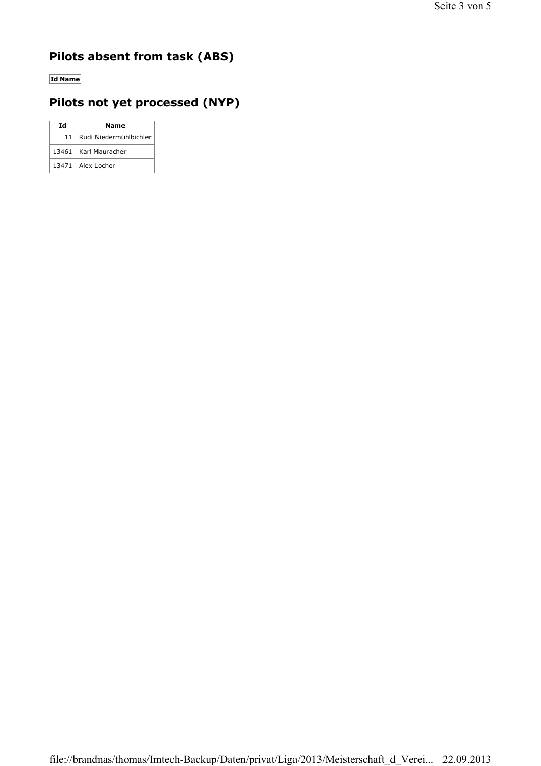## Pilots absent from task (ABS)

| Id | Name |
| --- | --- |

## Pilots not yet processed (NYP)

| Id | Name |
| --- | --- |
| 11 | Rudi Niedermühlbichler |
| 13461 | Karl Mauracher |
| 13471 | Alex Locher |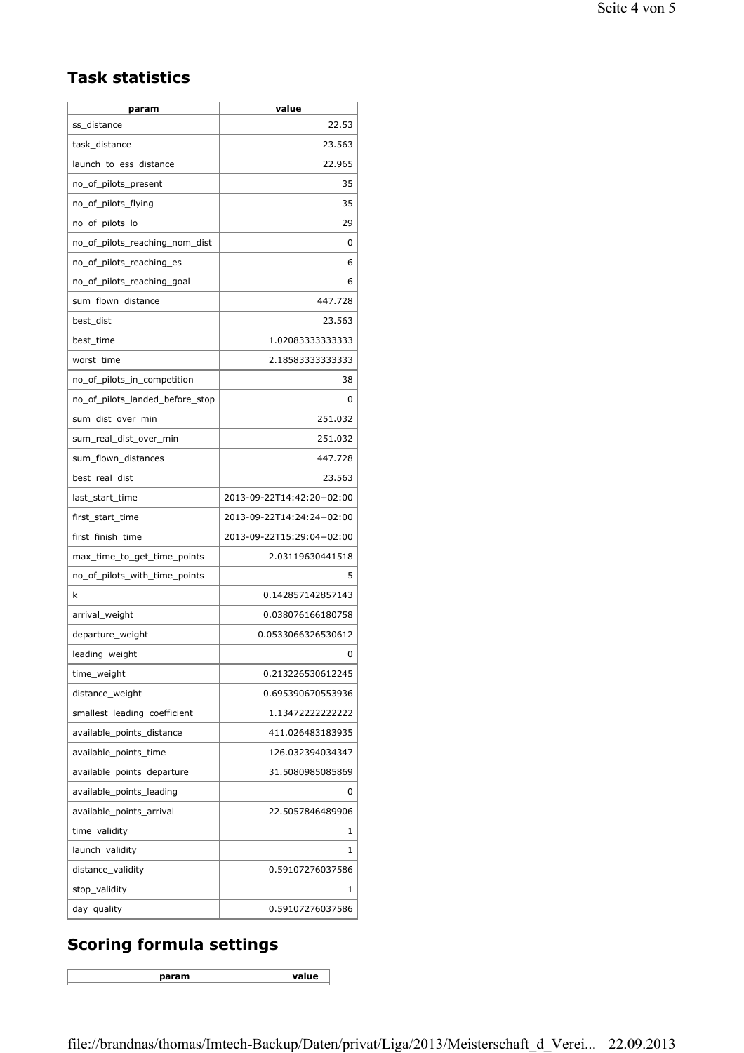## Task statistics

| param | value |
|---|---|
| ss_distance | 22.53 |
| task_distance | 23.563 |
| launch_to_ess_distance | 22.965 |
| no_of_pilots_present | 35 |
| no_of_pilots_flying | 35 |
| no_of_pilots_lo | 29 |
| no_of_pilots_reaching_nom_dist | 0 |
| no_of_pilots_reaching_es | 6 |
| no_of_pilots_reaching_goal | 6 |
| sum_flown_distance | 447.728 |
| best_dist | 23.563 |
| best_time | 1.02083333333333 |
| worst_time | 2.18583333333333 |
| no_of_pilots_in_competition | 38 |
| no_of_pilots_landed_before_stop | 0 |
| sum_dist_over_min | 251.032 |
| sum_real_dist_over_min | 251.032 |
| sum_flown_distances | 447.728 |
| best_real_dist | 23.563 |
| last_start_time | 2013-09-22T14:42:20+02:00 |
| first_start_time | 2013-09-22T14:24:24+02:00 |
| first_finish_time | 2013-09-22T15:29:04+02:00 |
| max_time_to_get_time_points | 2.03119630441518 |
| no_of_pilots_with_time_points | 5 |
| k | 0.142857142857143 |
| arrival_weight | 0.038076166180758 |
| departure_weight | 0.0533066326530612 |
| leading_weight | 0 |
| time_weight | 0.213226530612245 |
| distance_weight | 0.695390670553936 |
| smallest_leading_coefficient | 1.13472222222222 |
| available_points_distance | 411.026483183935 |
| available_points_time | 126.032394034347 |
| available_points_departure | 31.5080985085869 |
| available_points_leading | 0 |
| available_points_arrival | 22.5057846489906 |
| time_validity | 1 |
| launch_validity | 1 |
| distance_validity | 0.59107276037586 |
| stop_validity | 1 |
| day_quality | 0.59107276037586 |

## Scoring formula settings

| param | value |
|---|---|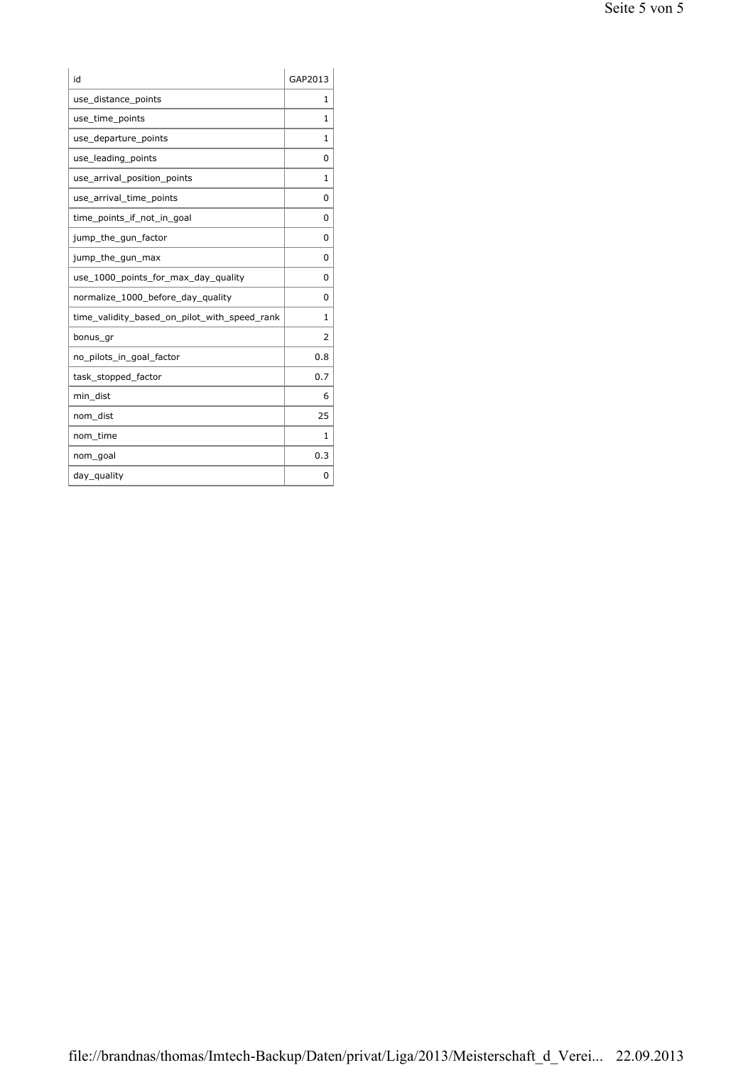| | |
|---|---|
| id | GAP2013 |
| use_distance_points | 1 |
| use_time_points | 1 |
| use_departure_points | 1 |
| use_leading_points | 0 |
| use_arrival_position_points | 1 |
| use_arrival_time_points | 0 |
| time_points_if_not_in_goal | 0 |
| jump_the_gun_factor | 0 |
| jump_the_gun_max | 0 |
| use_1000_points_for_max_day_quality | 0 |
| normalize_1000_before_day_quality | 0 |
| time_validity_based_on_pilot_with_speed_rank | 1 |
| bonus_gr | 2 |
| no_pilots_in_goal_factor | 0.8 |
| task_stopped_factor | 0.7 |
| min_dist | 6 |
| nom_dist | 25 |
| nom_time | 1 |
| nom_goal | 0.3 |
| day_quality | 0 |